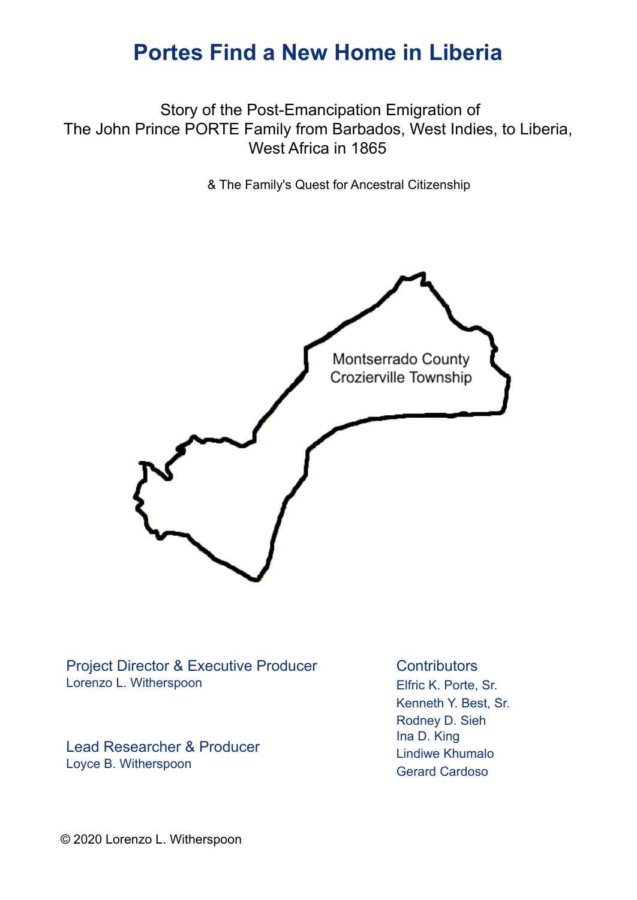# Portes Find a New Home in Liberia

Story of the Post-Emancipation Emigration of
The John Prince PORTE Family from Barbados, West Indies, to Liberia,
West Africa in 1865

& The Family's Quest for Ancestral Citizenship

Montserrado County
Crozierville Township

**Project Director & Executive Producer**
Lorenzo L. Witherspoon

**Lead Researcher & Producer**
Loyce B. Witherspoon

**Contributors**
Elfric K. Porte, Sr.
Kenneth Y. Best, Sr.
Rodney D. Sieh
Ina D. King
Lindiwe Khumalo
Gerard Cardoso

© 2020 Lorenzo L. Witherspoon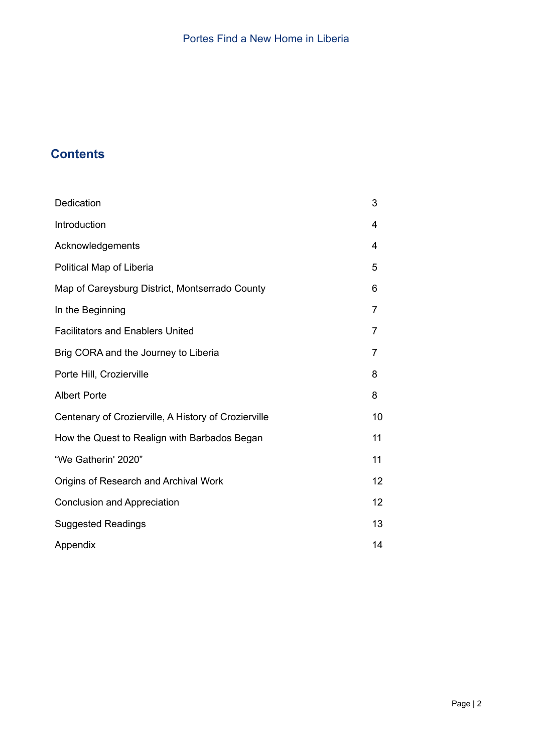## Contents

| | |
|---|---|
| Dedication | 3 |
| Introduction | 4 |
| Acknowledgements | 4 |
| Political Map of Liberia | 5 |
| Map of Careysburg District, Montserrado County | 6 |
| In the Beginning | 7 |
| Facilitators and Enablers United | 7 |
| Brig CORA and the Journey to Liberia | 7 |
| Porte Hill, Crozierville | 8 |
| Albert Porte | 8 |
| Centenary of Crozierville, A History of Crozierville | 10 |
| How the Quest to Realign with Barbados Began | 11 |
| "We Gatherin' 2020" | 11 |
| Origins of Research and Archival Work | 12 |
| Conclusion and Appreciation | 12 |
| Suggested Readings | 13 |
| Appendix | 14 |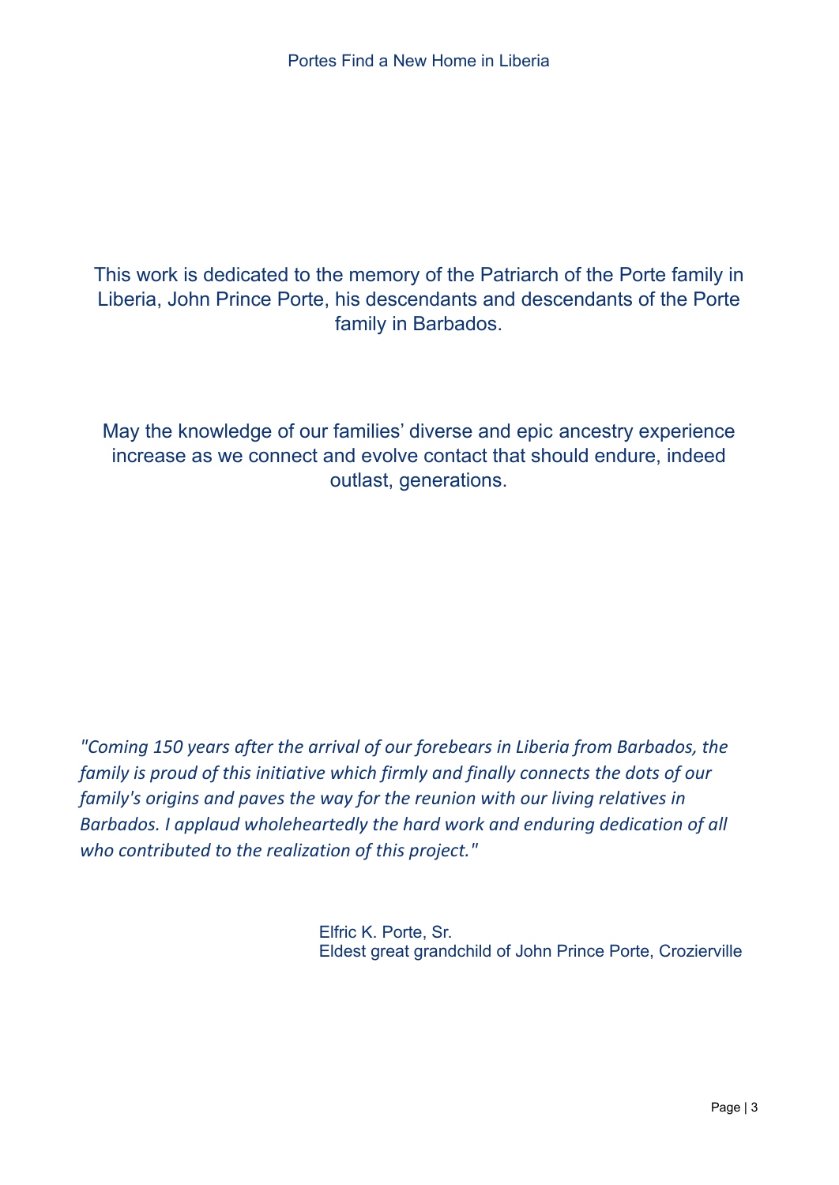This work is dedicated to the memory of the Patriarch of the Porte family in Liberia, John Prince Porte, his descendants and descendants of the Porte family in Barbados.

May the knowledge of our families' diverse and epic ancestry experience increase as we connect and evolve contact that should endure, indeed outlast, generations.

*"Coming 150 years after the arrival of our forebears in Liberia from Barbados, the family is proud of this initiative which firmly and finally connects the dots of our family's origins and paves the way for the reunion with our living relatives in Barbados. I applaud wholeheartedly the hard work and enduring dedication of all who contributed to the realization of this project."*

Elfric K. Porte, Sr.
Eldest great grandchild of John Prince Porte, Crozierville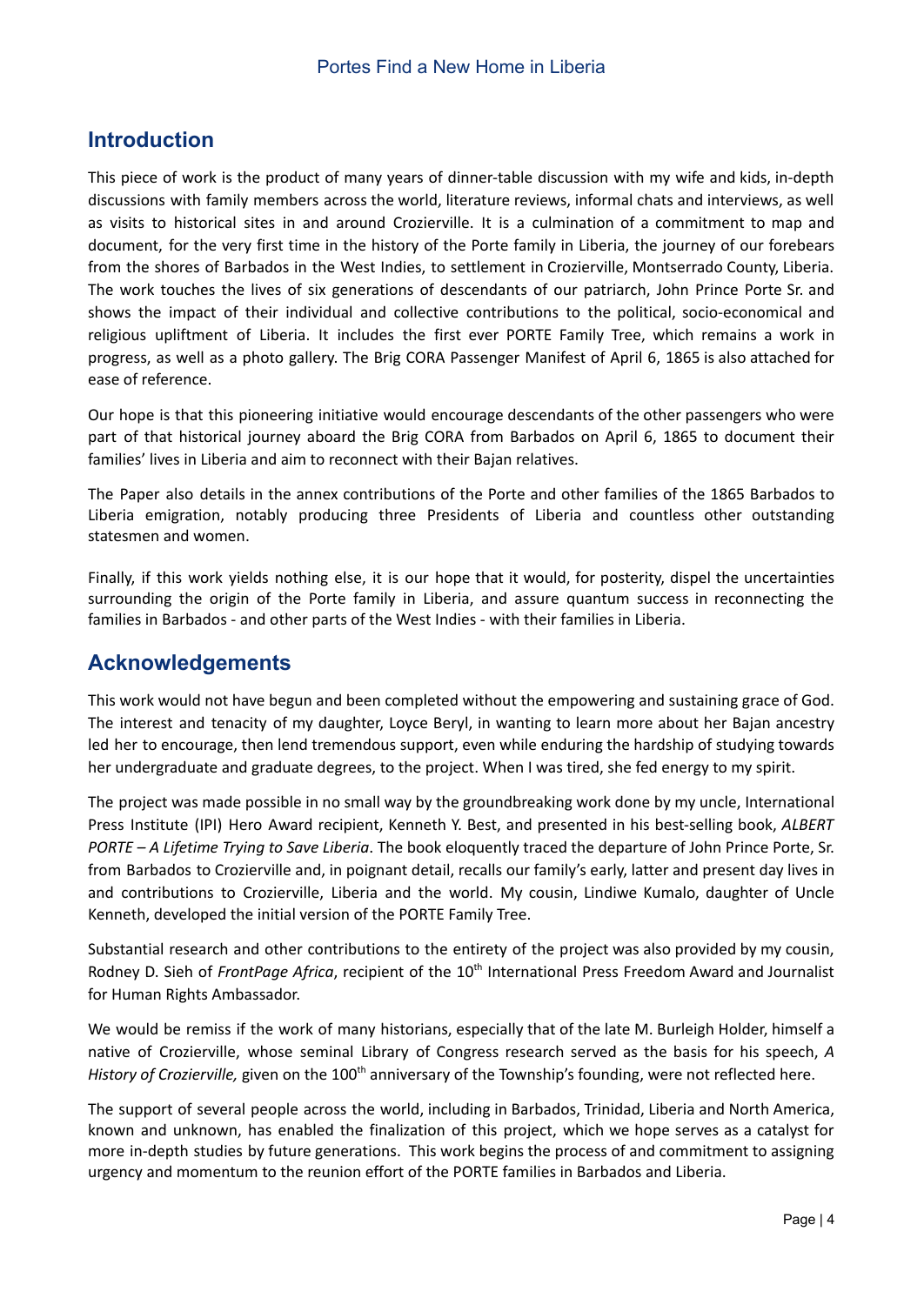## Introduction

This piece of work is the product of many years of dinner-table discussion with my wife and kids, in-depth discussions with family members across the world, literature reviews, informal chats and interviews, as well as visits to historical sites in and around Crozierville. It is a culmination of a commitment to map and document, for the very first time in the history of the Porte family in Liberia, the journey of our forebears from the shores of Barbados in the West Indies, to settlement in Crozierville, Montserrado County, Liberia. The work touches the lives of six generations of descendants of our patriarch, John Prince Porte Sr. and shows the impact of their individual and collective contributions to the political, socio-economical and religious upliftment of Liberia. It includes the first ever PORTE Family Tree, which remains a work in progress, as well as a photo gallery. The Brig CORA Passenger Manifest of April 6, 1865 is also attached for ease of reference.

Our hope is that this pioneering initiative would encourage descendants of the other passengers who were part of that historical journey aboard the Brig CORA from Barbados on April 6, 1865 to document their families' lives in Liberia and aim to reconnect with their Bajan relatives.

The Paper also details in the annex contributions of the Porte and other families of the 1865 Barbados to Liberia emigration, notably producing three Presidents of Liberia and countless other outstanding statesmen and women.

Finally, if this work yields nothing else, it is our hope that it would, for posterity, dispel the uncertainties surrounding the origin of the Porte family in Liberia, and assure quantum success in reconnecting the families in Barbados - and other parts of the West Indies - with their families in Liberia.

## Acknowledgements

This work would not have begun and been completed without the empowering and sustaining grace of God. The interest and tenacity of my daughter, Loyce Beryl, in wanting to learn more about her Bajan ancestry led her to encourage, then lend tremendous support, even while enduring the hardship of studying towards her undergraduate and graduate degrees, to the project. When I was tired, she fed energy to my spirit.

The project was made possible in no small way by the groundbreaking work done by my uncle, International Press Institute (IPI) Hero Award recipient, Kenneth Y. Best, and presented in his best-selling book, *ALBERT PORTE – A Lifetime Trying to Save Liberia*. The book eloquently traced the departure of John Prince Porte, Sr. from Barbados to Crozierville and, in poignant detail, recalls our family's early, latter and present day lives in and contributions to Crozierville, Liberia and the world. My cousin, Lindiwe Kumalo, daughter of Uncle Kenneth, developed the initial version of the PORTE Family Tree.

Substantial research and other contributions to the entirety of the project was also provided by my cousin, Rodney D. Sieh of *FrontPage Africa*, recipient of the 10th International Press Freedom Award and Journalist for Human Rights Ambassador.

We would be remiss if the work of many historians, especially that of the late M. Burleigh Holder, himself a native of Crozierville, whose seminal Library of Congress research served as the basis for his speech, *A History of Crozierville,* given on the 100th anniversary of the Township's founding, were not reflected here.

The support of several people across the world, including in Barbados, Trinidad, Liberia and North America, known and unknown, has enabled the finalization of this project, which we hope serves as a catalyst for more in-depth studies by future generations. This work begins the process of and commitment to assigning urgency and momentum to the reunion effort of the PORTE families in Barbados and Liberia.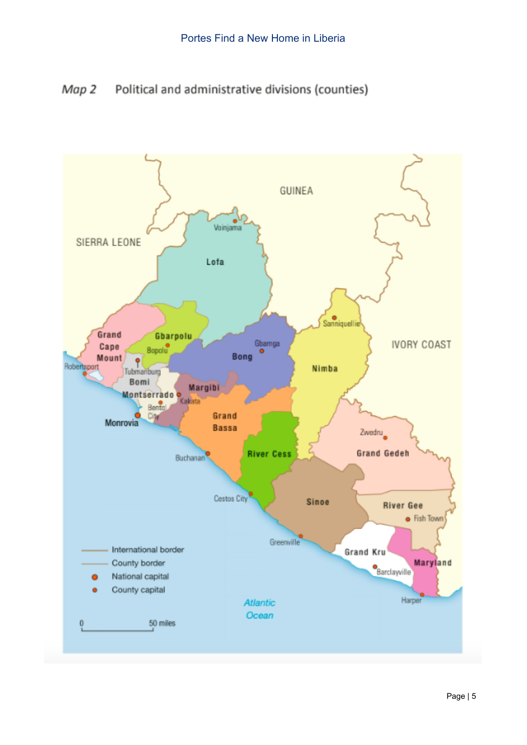Map 2 Political and administrative divisions (counties)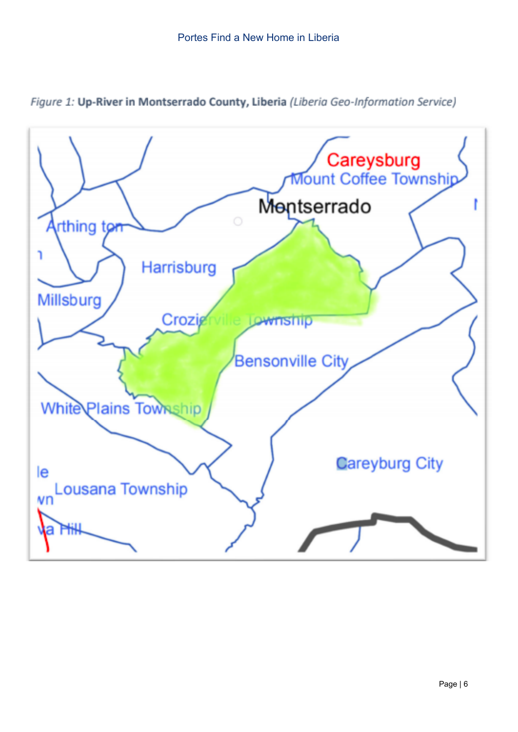*Figure 1:* **Up-River in Montserrado County, Liberia** *(Liberia Geo-Information Service)*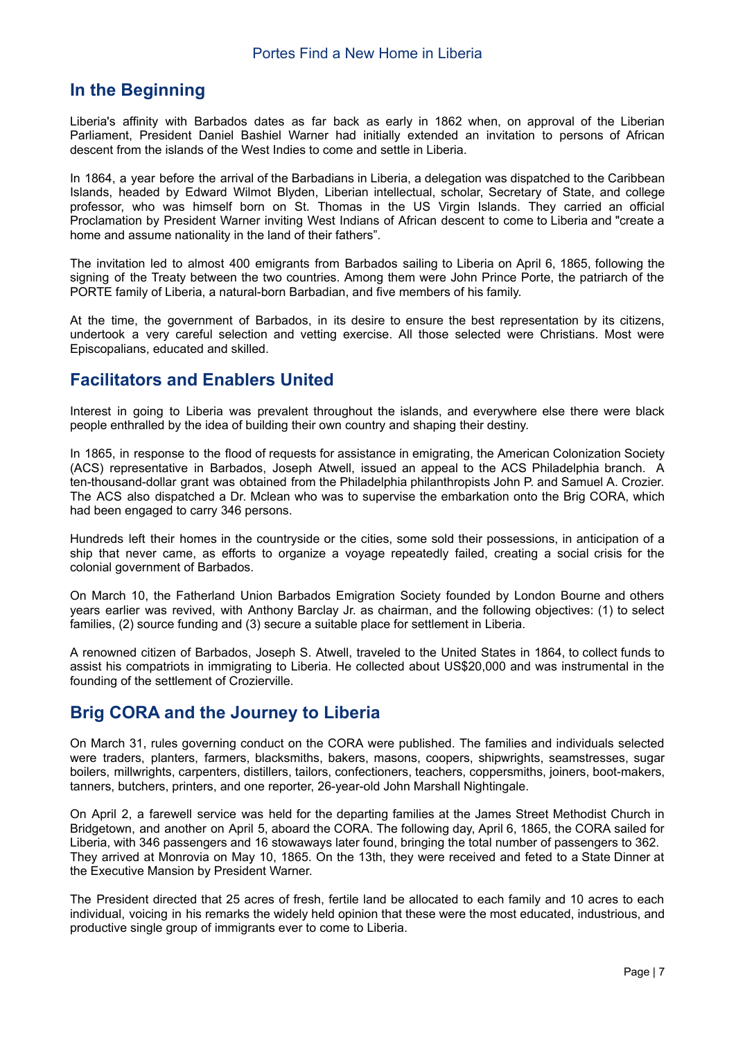## In the Beginning

Liberia's affinity with Barbados dates as far back as early in 1862 when, on approval of the Liberian Parliament, President Daniel Bashiel Warner had initially extended an invitation to persons of African descent from the islands of the West Indies to come and settle in Liberia.

In 1864, a year before the arrival of the Barbadians in Liberia, a delegation was dispatched to the Caribbean Islands, headed by Edward Wilmot Blyden, Liberian intellectual, scholar, Secretary of State, and college professor, who was himself born on St. Thomas in the US Virgin Islands. They carried an official Proclamation by President Warner inviting West Indians of African descent to come to Liberia and "create a home and assume nationality in the land of their fathers".

The invitation led to almost 400 emigrants from Barbados sailing to Liberia on April 6, 1865, following the signing of the Treaty between the two countries. Among them were John Prince Porte, the patriarch of the PORTE family of Liberia, a natural-born Barbadian, and five members of his family.

At the time, the government of Barbados, in its desire to ensure the best representation by its citizens, undertook a very careful selection and vetting exercise. All those selected were Christians. Most were Episcopalians, educated and skilled.

## Facilitators and Enablers United

Interest in going to Liberia was prevalent throughout the islands, and everywhere else there were black people enthralled by the idea of building their own country and shaping their destiny.

In 1865, in response to the flood of requests for assistance in emigrating, the American Colonization Society (ACS) representative in Barbados, Joseph Atwell, issued an appeal to the ACS Philadelphia branch. A ten-thousand-dollar grant was obtained from the Philadelphia philanthropists John P. and Samuel A. Crozier. The ACS also dispatched a Dr. Mclean who was to supervise the embarkation onto the Brig CORA, which had been engaged to carry 346 persons.

Hundreds left their homes in the countryside or the cities, some sold their possessions, in anticipation of a ship that never came, as efforts to organize a voyage repeatedly failed, creating a social crisis for the colonial government of Barbados.

On March 10, the Fatherland Union Barbados Emigration Society founded by London Bourne and others years earlier was revived, with Anthony Barclay Jr. as chairman, and the following objectives: (1) to select families, (2) source funding and (3) secure a suitable place for settlement in Liberia.

A renowned citizen of Barbados, Joseph S. Atwell, traveled to the United States in 1864, to collect funds to assist his compatriots in immigrating to Liberia. He collected about US$20,000 and was instrumental in the founding of the settlement of Crozierville.

## Brig CORA and the Journey to Liberia

On March 31, rules governing conduct on the CORA were published. The families and individuals selected were traders, planters, farmers, blacksmiths, bakers, masons, coopers, shipwrights, seamstresses, sugar boilers, millwrights, carpenters, distillers, tailors, confectioners, teachers, coppersmiths, joiners, boot-makers, tanners, butchers, printers, and one reporter, 26-year-old John Marshall Nightingale.

On April 2, a farewell service was held for the departing families at the James Street Methodist Church in Bridgetown, and another on April 5, aboard the CORA. The following day, April 6, 1865, the CORA sailed for Liberia, with 346 passengers and 16 stowaways later found, bringing the total number of passengers to 362. They arrived at Monrovia on May 10, 1865. On the 13th, they were received and feted to a State Dinner at the Executive Mansion by President Warner.

The President directed that 25 acres of fresh, fertile land be allocated to each family and 10 acres to each individual, voicing in his remarks the widely held opinion that these were the most educated, industrious, and productive single group of immigrants ever to come to Liberia.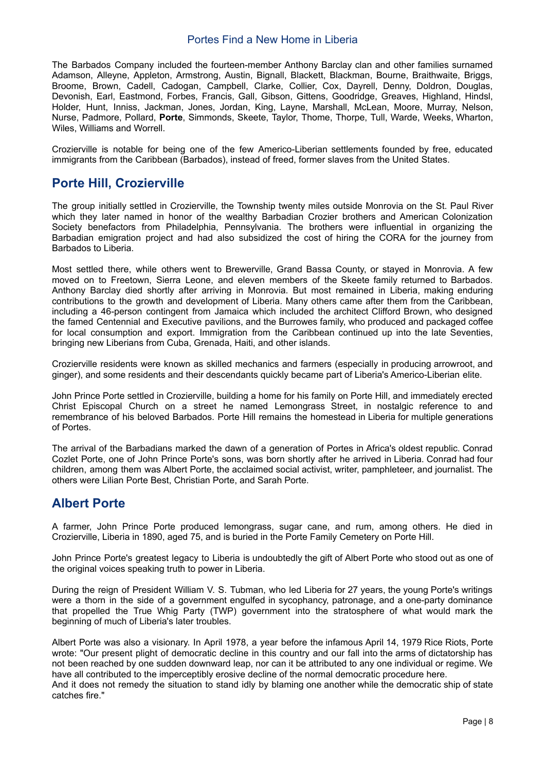The Barbados Company included the fourteen-member Anthony Barclay clan and other families surnamed Adamson, Alleyne, Appleton, Armstrong, Austin, Bignall, Blackett, Blackman, Bourne, Braithwaite, Briggs, Broome, Brown, Cadell, Cadogan, Campbell, Clarke, Collier, Cox, Dayrell, Denny, Doldron, Douglas, Devonish, Earl, Eastmond, Forbes, Francis, Gall, Gibson, Gittens, Goodridge, Greaves, Highland, Hindsl, Holder, Hunt, Inniss, Jackman, Jones, Jordan, King, Layne, Marshall, McLean, Moore, Murray, Nelson, Nurse, Padmore, Pollard, **Porte**, Simmonds, Skeete, Taylor, Thome, Thorpe, Tull, Warde, Weeks, Wharton, Wiles, Williams and Worrell.

Crozierville is notable for being one of the few Americo-Liberian settlements founded by free, educated immigrants from the Caribbean (Barbados), instead of freed, former slaves from the United States.

## Porte Hill, Crozierville

The group initially settled in Crozierville, the Township twenty miles outside Monrovia on the St. Paul River which they later named in honor of the wealthy Barbadian Crozier brothers and American Colonization Society benefactors from Philadelphia, Pennsylvania. The brothers were influential in organizing the Barbadian emigration project and had also subsidized the cost of hiring the CORA for the journey from Barbados to Liberia.

Most settled there, while others went to Brewerville, Grand Bassa County, or stayed in Monrovia. A few moved on to Freetown, Sierra Leone, and eleven members of the Skeete family returned to Barbados. Anthony Barclay died shortly after arriving in Monrovia. But most remained in Liberia, making enduring contributions to the growth and development of Liberia. Many others came after them from the Caribbean, including a 46-person contingent from Jamaica which included the architect Clifford Brown, who designed the famed Centennial and Executive pavilions, and the Burrowes family, who produced and packaged coffee for local consumption and export. Immigration from the Caribbean continued up into the late Seventies, bringing new Liberians from Cuba, Grenada, Haiti, and other islands.

Crozierville residents were known as skilled mechanics and farmers (especially in producing arrowroot, and ginger), and some residents and their descendants quickly became part of Liberia's Americo-Liberian elite.

John Prince Porte settled in Crozierville, building a home for his family on Porte Hill, and immediately erected Christ Episcopal Church on a street he named Lemongrass Street, in nostalgic reference to and remembrance of his beloved Barbados. Porte Hill remains the homestead in Liberia for multiple generations of Portes.

The arrival of the Barbadians marked the dawn of a generation of Portes in Africa's oldest republic. Conrad Cozlet Porte, one of John Prince Porte's sons, was born shortly after he arrived in Liberia. Conrad had four children, among them was Albert Porte, the acclaimed social activist, writer, pamphleteer, and journalist. The others were Lilian Porte Best, Christian Porte, and Sarah Porte.

## Albert Porte

A farmer, John Prince Porte produced lemongrass, sugar cane, and rum, among others. He died in Crozierville, Liberia in 1890, aged 75, and is buried in the Porte Family Cemetery on Porte Hill.

John Prince Porte's greatest legacy to Liberia is undoubtedly the gift of Albert Porte who stood out as one of the original voices speaking truth to power in Liberia.

During the reign of President William V. S. Tubman, who led Liberia for 27 years, the young Porte's writings were a thorn in the side of a government engulfed in sycophancy, patronage, and a one-party dominance that propelled the True Whig Party (TWP) government into the stratosphere of what would mark the beginning of much of Liberia's later troubles.

Albert Porte was also a visionary. In April 1978, a year before the infamous April 14, 1979 Rice Riots, Porte wrote: "Our present plight of democratic decline in this country and our fall into the arms of dictatorship has not been reached by one sudden downward leap, nor can it be attributed to any one individual or regime. We have all contributed to the imperceptibly erosive decline of the normal democratic procedure here.
And it does not remedy the situation to stand idly by blaming one another while the democratic ship of state catches fire."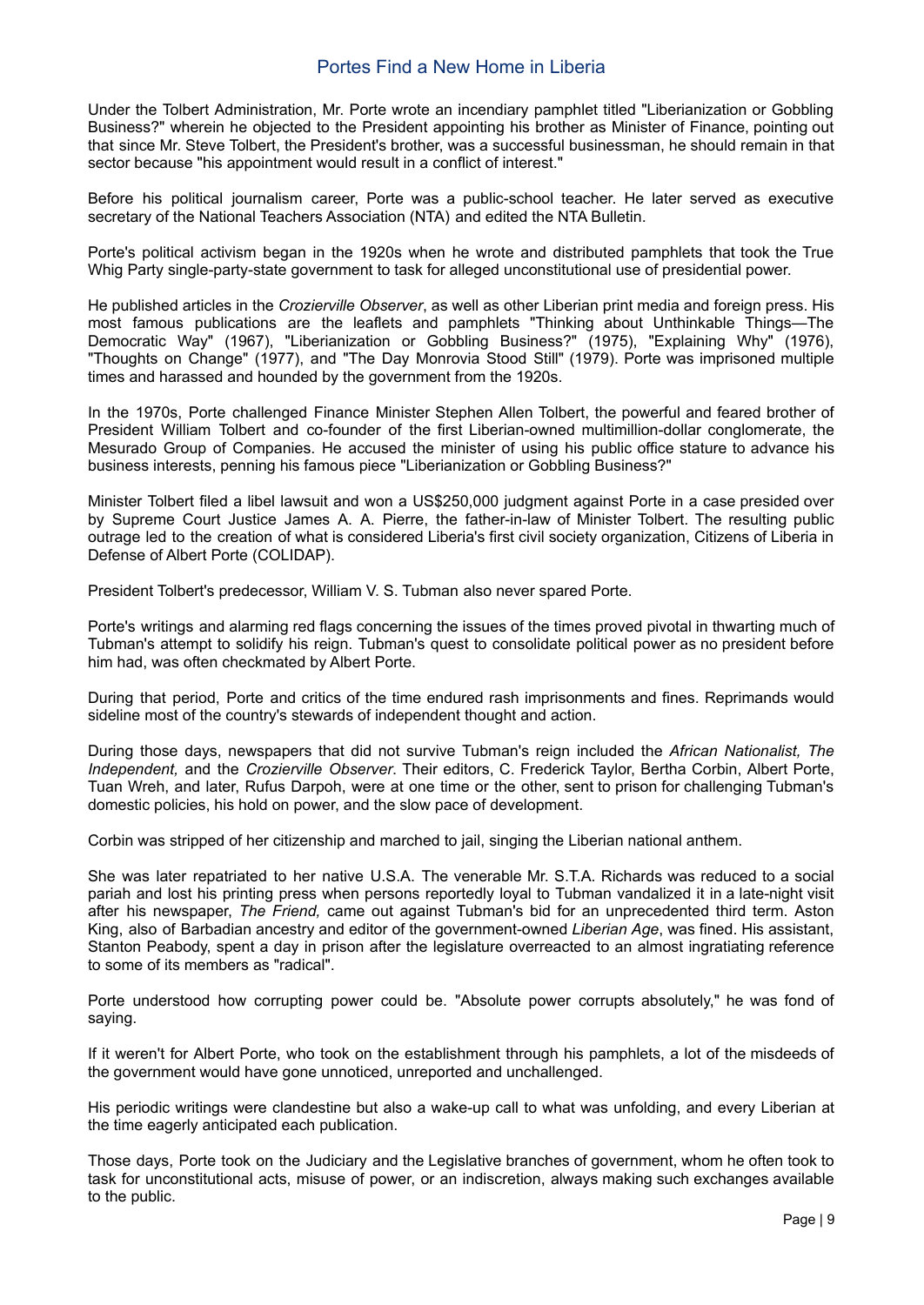## Portes Find a New Home in Liberia

Under the Tolbert Administration, Mr. Porte wrote an incendiary pamphlet titled "Liberianization or Gobbling Business?" wherein he objected to the President appointing his brother as Minister of Finance, pointing out that since Mr. Steve Tolbert, the President's brother, was a successful businessman, he should remain in that sector because "his appointment would result in a conflict of interest."

Before his political journalism career, Porte was a public-school teacher. He later served as executive secretary of the National Teachers Association (NTA) and edited the NTA Bulletin.

Porte's political activism began in the 1920s when he wrote and distributed pamphlets that took the True Whig Party single-party-state government to task for alleged unconstitutional use of presidential power.

He published articles in the *Crozierville Observer*, as well as other Liberian print media and foreign press. His most famous publications are the leaflets and pamphlets "Thinking about Unthinkable Things—The Democratic Way" (1967), "Liberianization or Gobbling Business?" (1975), "Explaining Why" (1976), "Thoughts on Change" (1977), and "The Day Monrovia Stood Still" (1979). Porte was imprisoned multiple times and harassed and hounded by the government from the 1920s.

In the 1970s, Porte challenged Finance Minister Stephen Allen Tolbert, the powerful and feared brother of President William Tolbert and co-founder of the first Liberian-owned multimillion-dollar conglomerate, the Mesurado Group of Companies. He accused the minister of using his public office stature to advance his business interests, penning his famous piece "Liberianization or Gobbling Business?"

Minister Tolbert filed a libel lawsuit and won a US$250,000 judgment against Porte in a case presided over by Supreme Court Justice James A. A. Pierre, the father-in-law of Minister Tolbert. The resulting public outrage led to the creation of what is considered Liberia's first civil society organization, Citizens of Liberia in Defense of Albert Porte (COLIDAP).

President Tolbert's predecessor, William V. S. Tubman also never spared Porte.

Porte's writings and alarming red flags concerning the issues of the times proved pivotal in thwarting much of Tubman's attempt to solidify his reign. Tubman's quest to consolidate political power as no president before him had, was often checkmated by Albert Porte.

During that period, Porte and critics of the time endured rash imprisonments and fines. Reprimands would sideline most of the country's stewards of independent thought and action.

During those days, newspapers that did not survive Tubman's reign included the *African Nationalist, The Independent,* and the *Crozierville Observer*. Their editors, C. Frederick Taylor, Bertha Corbin, Albert Porte, Tuan Wreh, and later, Rufus Darpoh, were at one time or the other, sent to prison for challenging Tubman's domestic policies, his hold on power, and the slow pace of development.

Corbin was stripped of her citizenship and marched to jail, singing the Liberian national anthem.

She was later repatriated to her native U.S.A. The venerable Mr. S.T.A. Richards was reduced to a social pariah and lost his printing press when persons reportedly loyal to Tubman vandalized it in a late-night visit after his newspaper, *The Friend,* came out against Tubman's bid for an unprecedented third term. Aston King, also of Barbadian ancestry and editor of the government-owned *Liberian Age*, was fined. His assistant, Stanton Peabody, spent a day in prison after the legislature overreacted to an almost ingratiating reference to some of its members as "radical".

Porte understood how corrupting power could be. "Absolute power corrupts absolutely," he was fond of saying.

If it weren't for Albert Porte, who took on the establishment through his pamphlets, a lot of the misdeeds of the government would have gone unnoticed, unreported and unchallenged.

His periodic writings were clandestine but also a wake-up call to what was unfolding, and every Liberian at the time eagerly anticipated each publication.

Those days, Porte took on the Judiciary and the Legislative branches of government, whom he often took to task for unconstitutional acts, misuse of power, or an indiscretion, always making such exchanges available to the public.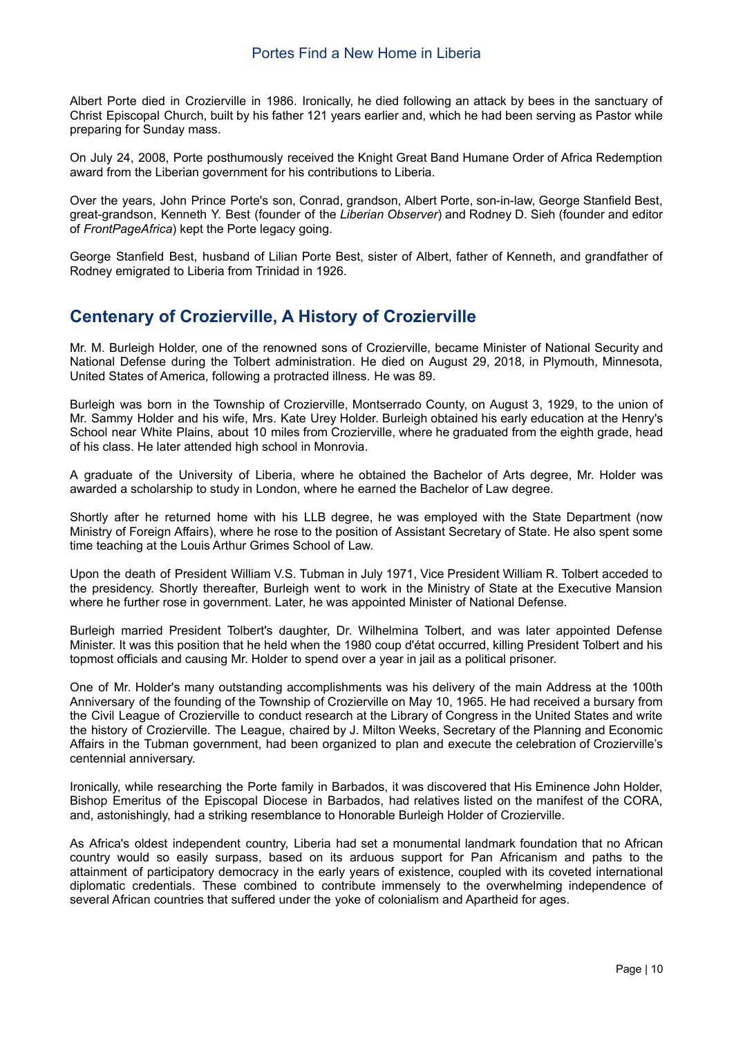Albert Porte died in Crozierville in 1986. Ironically, he died following an attack by bees in the sanctuary of Christ Episcopal Church, built by his father 121 years earlier and, which he had been serving as Pastor while preparing for Sunday mass.

On July 24, 2008, Porte posthumously received the Knight Great Band Humane Order of Africa Redemption award from the Liberian government for his contributions to Liberia.

Over the years, John Prince Porte's son, Conrad, grandson, Albert Porte, son-in-law, George Stanfield Best, great-grandson, Kenneth Y. Best (founder of the *Liberian Observer*) and Rodney D. Sieh (founder and editor of *FrontPageAfrica*) kept the Porte legacy going.

George Stanfield Best, husband of Lilian Porte Best, sister of Albert, father of Kenneth, and grandfather of Rodney emigrated to Liberia from Trinidad in 1926.

## Centenary of Crozierville, A History of Crozierville

Mr. M. Burleigh Holder, one of the renowned sons of Crozierville, became Minister of National Security and National Defense during the Tolbert administration. He died on August 29, 2018, in Plymouth, Minnesota, United States of America, following a protracted illness. He was 89.

Burleigh was born in the Township of Crozierville, Montserrado County, on August 3, 1929, to the union of Mr. Sammy Holder and his wife, Mrs. Kate Urey Holder. Burleigh obtained his early education at the Henry's School near White Plains, about 10 miles from Crozierville, where he graduated from the eighth grade, head of his class. He later attended high school in Monrovia.

A graduate of the University of Liberia, where he obtained the Bachelor of Arts degree, Mr. Holder was awarded a scholarship to study in London, where he earned the Bachelor of Law degree.

Shortly after he returned home with his LLB degree, he was employed with the State Department (now Ministry of Foreign Affairs), where he rose to the position of Assistant Secretary of State. He also spent some time teaching at the Louis Arthur Grimes School of Law.

Upon the death of President William V.S. Tubman in July 1971, Vice President William R. Tolbert acceded to the presidency. Shortly thereafter, Burleigh went to work in the Ministry of State at the Executive Mansion where he further rose in government. Later, he was appointed Minister of National Defense.

Burleigh married President Tolbert's daughter, Dr. Wilhelmina Tolbert, and was later appointed Defense Minister. It was this position that he held when the 1980 coup d'état occurred, killing President Tolbert and his topmost officials and causing Mr. Holder to spend over a year in jail as a political prisoner.

One of Mr. Holder's many outstanding accomplishments was his delivery of the main Address at the 100th Anniversary of the founding of the Township of Crozierville on May 10, 1965. He had received a bursary from the Civil League of Crozierville to conduct research at the Library of Congress in the United States and write the history of Crozierville. The League, chaired by J. Milton Weeks, Secretary of the Planning and Economic Affairs in the Tubman government, had been organized to plan and execute the celebration of Crozierville's centennial anniversary.

Ironically, while researching the Porte family in Barbados, it was discovered that His Eminence John Holder, Bishop Emeritus of the Episcopal Diocese in Barbados, had relatives listed on the manifest of the CORA, and, astonishingly, had a striking resemblance to Honorable Burleigh Holder of Crozierville.

As Africa's oldest independent country, Liberia had set a monumental landmark foundation that no African country would so easily surpass, based on its arduous support for Pan Africanism and paths to the attainment of participatory democracy in the early years of existence, coupled with its coveted international diplomatic credentials. These combined to contribute immensely to the overwhelming independence of several African countries that suffered under the yoke of colonialism and Apartheid for ages.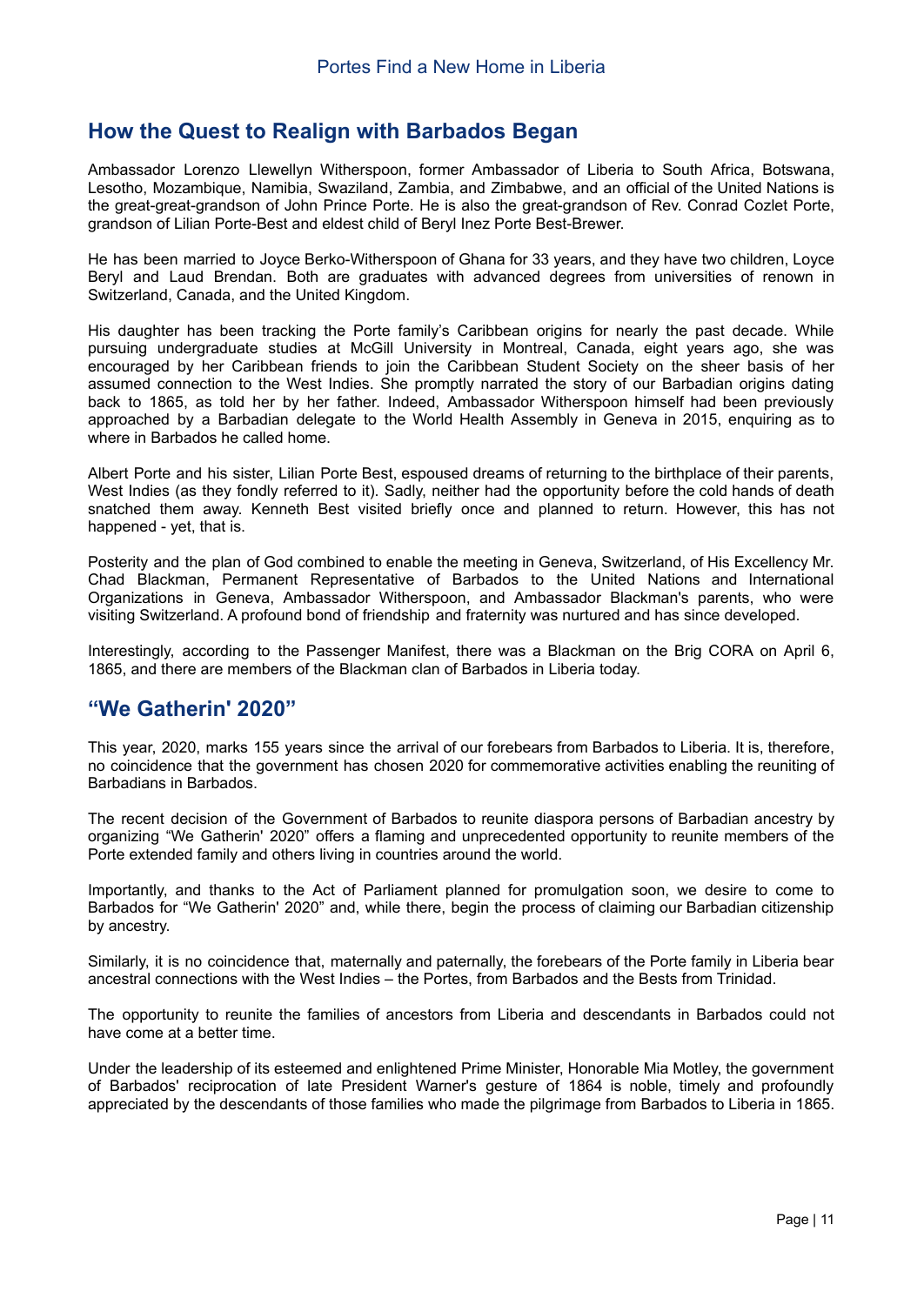## How the Quest to Realign with Barbados Began

Ambassador Lorenzo Llewellyn Witherspoon, former Ambassador of Liberia to South Africa, Botswana, Lesotho, Mozambique, Namibia, Swaziland, Zambia, and Zimbabwe, and an official of the United Nations is the great-great-grandson of John Prince Porte. He is also the great-grandson of Rev. Conrad Cozlet Porte, grandson of Lilian Porte-Best and eldest child of Beryl Inez Porte Best-Brewer.

He has been married to Joyce Berko-Witherspoon of Ghana for 33 years, and they have two children, Loyce Beryl and Laud Brendan. Both are graduates with advanced degrees from universities of renown in Switzerland, Canada, and the United Kingdom.

His daughter has been tracking the Porte family's Caribbean origins for nearly the past decade. While pursuing undergraduate studies at McGill University in Montreal, Canada, eight years ago, she was encouraged by her Caribbean friends to join the Caribbean Student Society on the sheer basis of her assumed connection to the West Indies. She promptly narrated the story of our Barbadian origins dating back to 1865, as told her by her father. Indeed, Ambassador Witherspoon himself had been previously approached by a Barbadian delegate to the World Health Assembly in Geneva in 2015, enquiring as to where in Barbados he called home.

Albert Porte and his sister, Lilian Porte Best, espoused dreams of returning to the birthplace of their parents, West Indies (as they fondly referred to it). Sadly, neither had the opportunity before the cold hands of death snatched them away. Kenneth Best visited briefly once and planned to return. However, this has not happened - yet, that is.

Posterity and the plan of God combined to enable the meeting in Geneva, Switzerland, of His Excellency Mr. Chad Blackman, Permanent Representative of Barbados to the United Nations and International Organizations in Geneva, Ambassador Witherspoon, and Ambassador Blackman's parents, who were visiting Switzerland. A profound bond of friendship and fraternity was nurtured and has since developed.

Interestingly, according to the Passenger Manifest, there was a Blackman on the Brig CORA on April 6, 1865, and there are members of the Blackman clan of Barbados in Liberia today.

## "We Gatherin' 2020"

This year, 2020, marks 155 years since the arrival of our forebears from Barbados to Liberia. It is, therefore, no coincidence that the government has chosen 2020 for commemorative activities enabling the reuniting of Barbadians in Barbados.

The recent decision of the Government of Barbados to reunite diaspora persons of Barbadian ancestry by organizing "We Gatherin' 2020" offers a flaming and unprecedented opportunity to reunite members of the Porte extended family and others living in countries around the world.

Importantly, and thanks to the Act of Parliament planned for promulgation soon, we desire to come to Barbados for "We Gatherin' 2020" and, while there, begin the process of claiming our Barbadian citizenship by ancestry.

Similarly, it is no coincidence that, maternally and paternally, the forebears of the Porte family in Liberia bear ancestral connections with the West Indies – the Portes, from Barbados and the Bests from Trinidad.

The opportunity to reunite the families of ancestors from Liberia and descendants in Barbados could not have come at a better time.

Under the leadership of its esteemed and enlightened Prime Minister, Honorable Mia Motley, the government of Barbados' reciprocation of late President Warner's gesture of 1864 is noble, timely and profoundly appreciated by the descendants of those families who made the pilgrimage from Barbados to Liberia in 1865.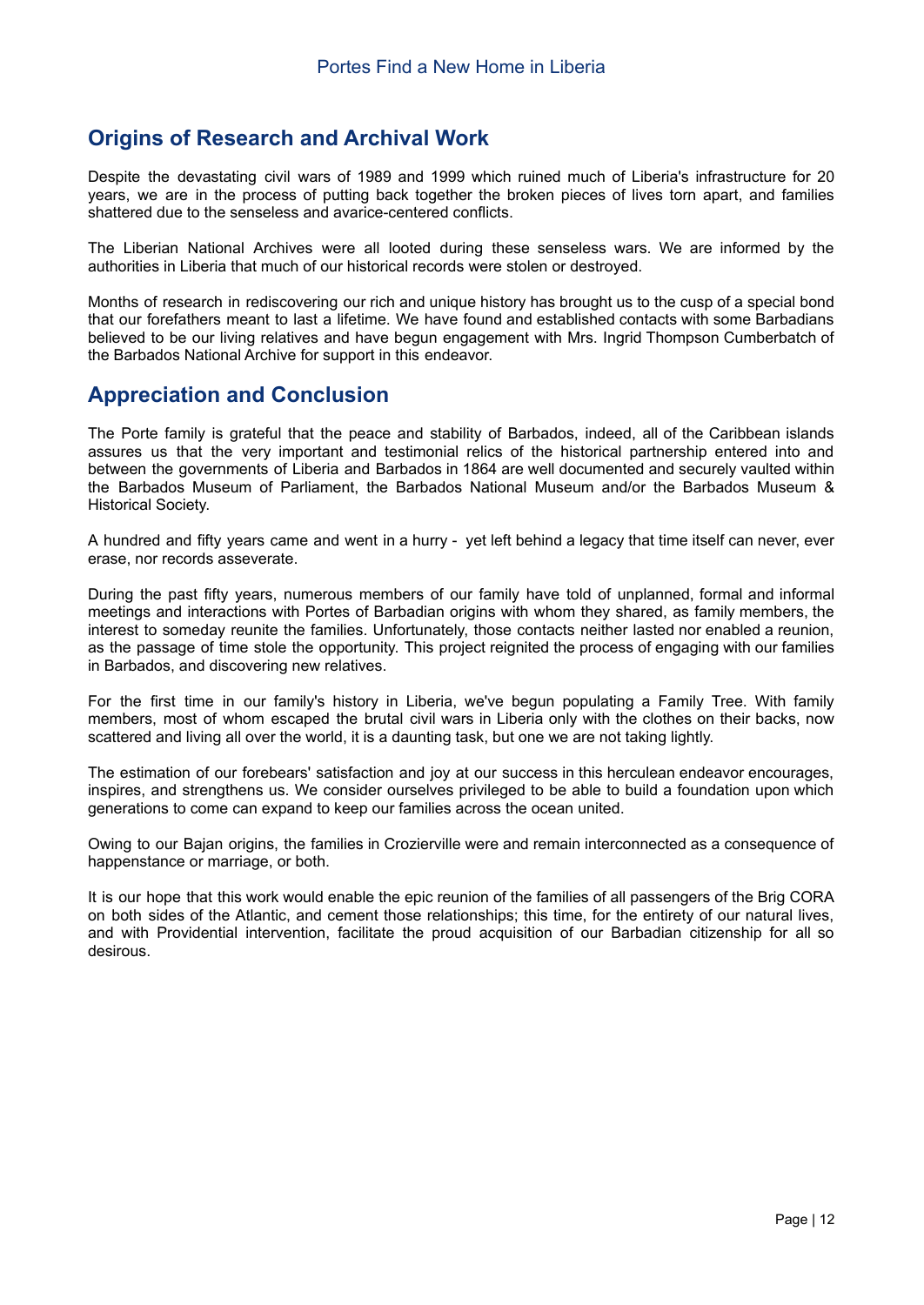## Origins of Research and Archival Work

Despite the devastating civil wars of 1989 and 1999 which ruined much of Liberia's infrastructure for 20 years, we are in the process of putting back together the broken pieces of lives torn apart, and families shattered due to the senseless and avarice-centered conflicts.

The Liberian National Archives were all looted during these senseless wars. We are informed by the authorities in Liberia that much of our historical records were stolen or destroyed.

Months of research in rediscovering our rich and unique history has brought us to the cusp of a special bond that our forefathers meant to last a lifetime. We have found and established contacts with some Barbadians believed to be our living relatives and have begun engagement with Mrs. Ingrid Thompson Cumberbatch of the Barbados National Archive for support in this endeavor.

## Appreciation and Conclusion

The Porte family is grateful that the peace and stability of Barbados, indeed, all of the Caribbean islands assures us that the very important and testimonial relics of the historical partnership entered into and between the governments of Liberia and Barbados in 1864 are well documented and securely vaulted within the Barbados Museum of Parliament, the Barbados National Museum and/or the Barbados Museum & Historical Society.

A hundred and fifty years came and went in a hurry - yet left behind a legacy that time itself can never, ever erase, nor records asseverate.

During the past fifty years, numerous members of our family have told of unplanned, formal and informal meetings and interactions with Portes of Barbadian origins with whom they shared, as family members, the interest to someday reunite the families. Unfortunately, those contacts neither lasted nor enabled a reunion, as the passage of time stole the opportunity. This project reignited the process of engaging with our families in Barbados, and discovering new relatives.

For the first time in our family's history in Liberia, we've begun populating a Family Tree. With family members, most of whom escaped the brutal civil wars in Liberia only with the clothes on their backs, now scattered and living all over the world, it is a daunting task, but one we are not taking lightly.

The estimation of our forebears' satisfaction and joy at our success in this herculean endeavor encourages, inspires, and strengthens us. We consider ourselves privileged to be able to build a foundation upon which generations to come can expand to keep our families across the ocean united.

Owing to our Bajan origins, the families in Crozierville were and remain interconnected as a consequence of happenstance or marriage, or both.

It is our hope that this work would enable the epic reunion of the families of all passengers of the Brig CORA on both sides of the Atlantic, and cement those relationships; this time, for the entirety of our natural lives, and with Providential intervention, facilitate the proud acquisition of our Barbadian citizenship for all so desirous.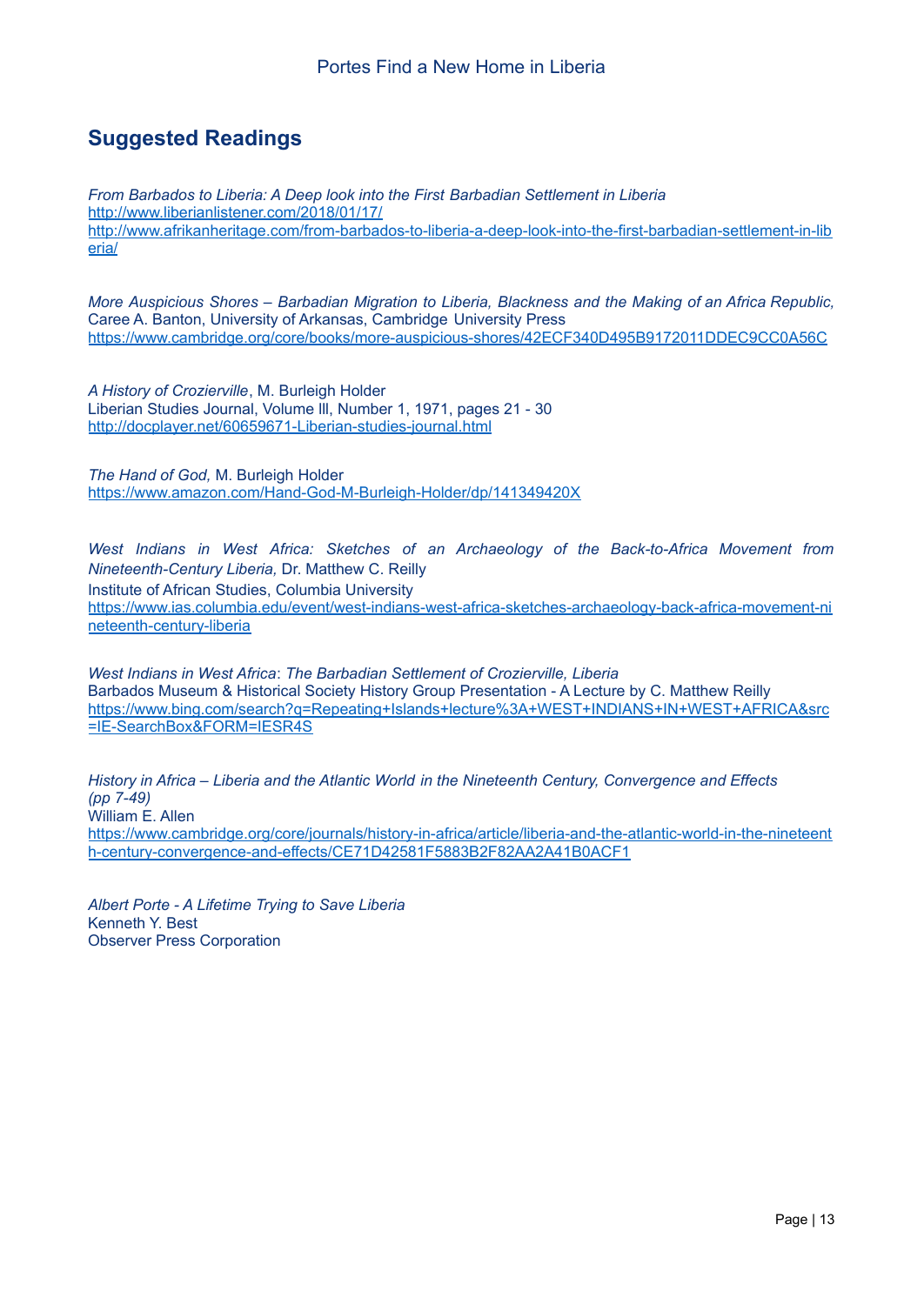## Suggested Readings

*From Barbados to Liberia: A Deep look into the First Barbadian Settlement in Liberia*
http://www.liberianlistener.com/2018/01/17/
http://www.afrikanheritage.com/from-barbados-to-liberia-a-deep-look-into-the-first-barbadian-settlement-in-liberia/

*More Auspicious Shores – Barbadian Migration to Liberia, Blackness and the Making of an Africa Republic,* Caree A. Banton, University of Arkansas, Cambridge University Press
https://www.cambridge.org/core/books/more-auspicious-shores/42ECF340D495B9172011DDEC9CC0A56C

*A History of Crozierville*, M. Burleigh Holder
Liberian Studies Journal, Volume lll, Number 1, 1971, pages 21 - 30
http://docplayer.net/60659671-Liberian-studies-journal.html

*The Hand of God,* M. Burleigh Holder
https://www.amazon.com/Hand-God-M-Burleigh-Holder/dp/141349420X

*West Indians in West Africa: Sketches of an Archaeology of the Back-to-Africa Movement from Nineteenth-Century Liberia,* Dr. Matthew C. Reilly
Institute of African Studies, Columbia University
https://www.ias.columbia.edu/event/west-indians-west-africa-sketches-archaeology-back-africa-movement-nineteenth-century-liberia

*West Indians in West Africa*: *The Barbadian Settlement of Crozierville, Liberia*
Barbados Museum & Historical Society History Group Presentation - A Lecture by C. Matthew Reilly
https://www.bing.com/search?q=Repeating+Islands+lecture%3A+WEST+INDIANS+IN+WEST+AFRICA&src=IE-SearchBox&FORM=IESR4S

*History in Africa – Liberia and the Atlantic World in the Nineteenth Century, Convergence and Effects (pp 7-49)*
William E. Allen
https://www.cambridge.org/core/journals/history-in-africa/article/liberia-and-the-atlantic-world-in-the-nineteenth-century-convergence-and-effects/CE71D42581F5883B2F82AA2A41B0ACF1

*Albert Porte - A Lifetime Trying to Save Liberia*
Kenneth Y. Best
Observer Press Corporation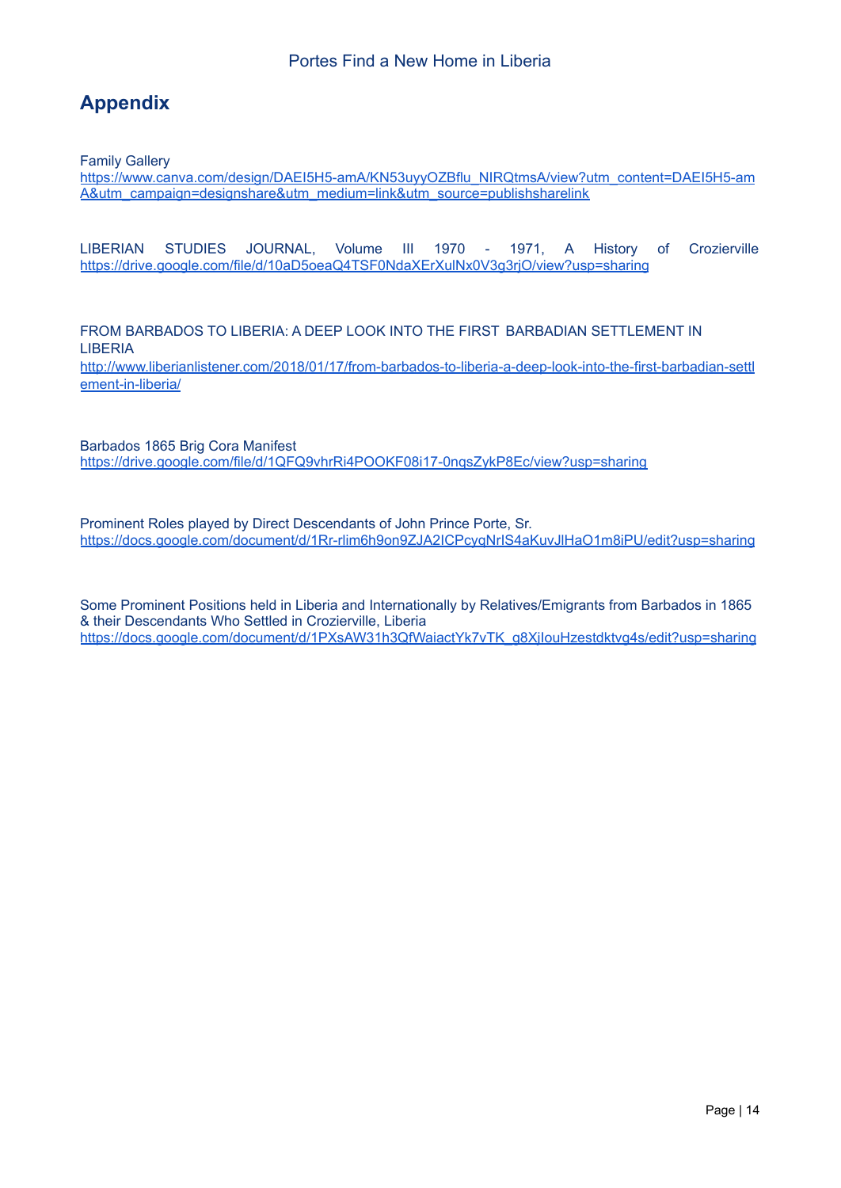## Appendix

Family Gallery
https://www.canva.com/design/DAEI5H5-amA/KN53uyyOZBflu_NIRQtmsA/view?utm_content=DAEI5H5-amA&utm_campaign=designshare&utm_medium=link&utm_source=publishsharelink

LIBERIAN STUDIES JOURNAL, Volume III 1970 - 1971, A History of Crozierville
https://drive.google.com/file/d/10aD5oeaQ4TSF0NdaXErXulNx0V3g3rjO/view?usp=sharing

FROM BARBADOS TO LIBERIA: A DEEP LOOK INTO THE FIRST BARBADIAN SETTLEMENT IN LIBERIA
http://www.liberianlistener.com/2018/01/17/from-barbados-to-liberia-a-deep-look-into-the-first-barbadian-settlement-in-liberia/

Barbados 1865 Brig Cora Manifest
https://drive.google.com/file/d/1QFQ9vhrRi4POOKF08i17-0nqsZykP8Ec/view?usp=sharing

Prominent Roles played by Direct Descendants of John Prince Porte, Sr.
https://docs.google.com/document/d/1Rr-rlim6h9on9ZJA2ICPcyqNrIS4aKuvJlHaO1m8iPU/edit?usp=sharing

Some Prominent Positions held in Liberia and Internationally by Relatives/Emigrants from Barbados in 1865 & their Descendants Who Settled in Crozierville, Liberia
https://docs.google.com/document/d/1PXsAW31h3QfWaiactYk7vTK_g8XjIouHzestdktvg4s/edit?usp=sharing